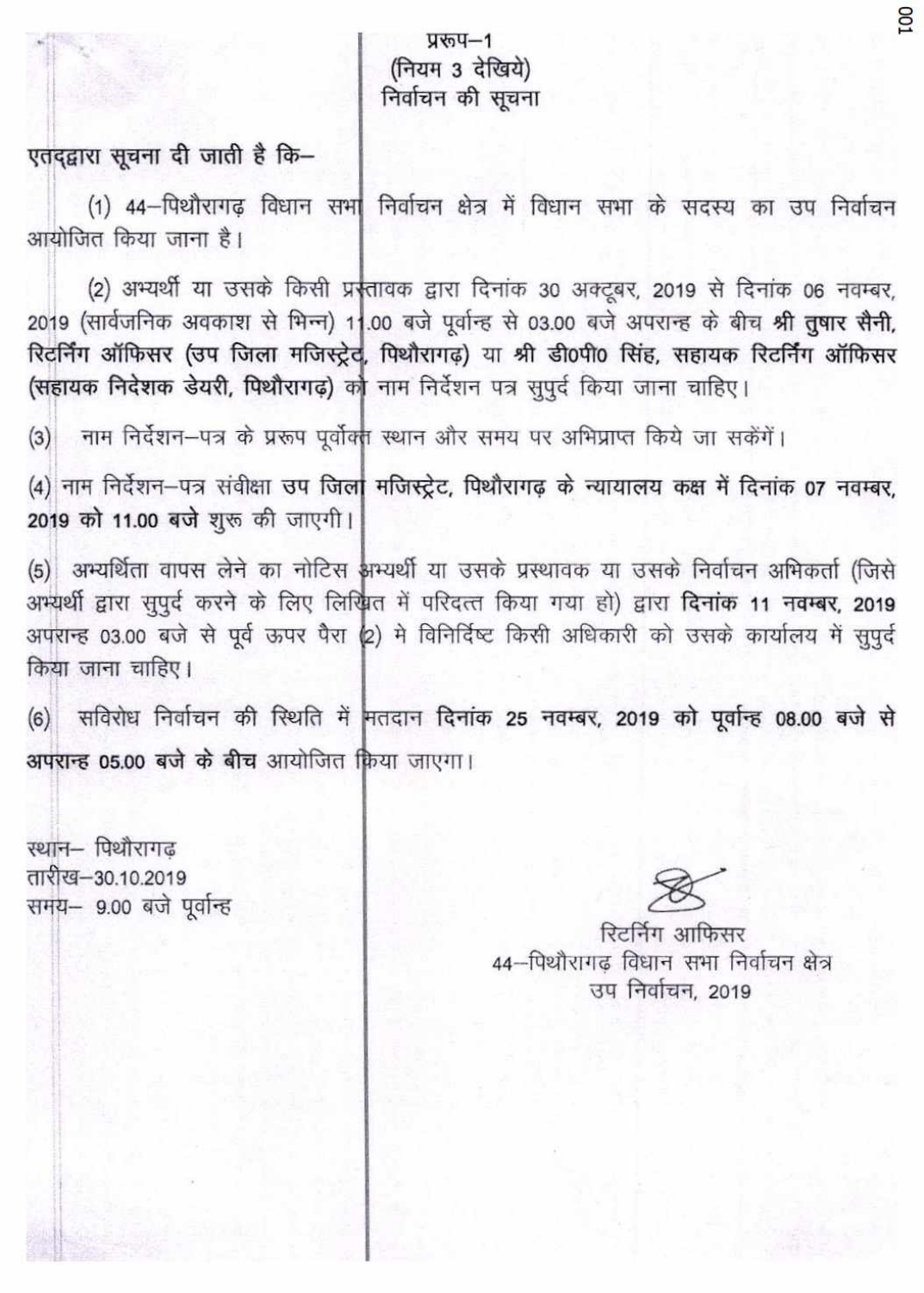प्ररूप–1
(नियम 3 देखिये)
# निर्वाचन की सूचना

**एतद्द्वारा सूचना दी जाती है कि–**

(1) 44–पिथौरागढ़ विधान सभा निर्वाचन क्षेत्र में विधान सभा के सदस्य का उप निर्वाचन आयोजित किया जाना है।

(2) अभ्यर्थी या उसके किसी प्रस्तावक द्वारा दिनांक 30 अक्टूबर, 2019 से दिनांक 06 नवम्बर, 2019 (सार्वजनिक अवकाश से भिन्न) 11.00 बजे पूर्वान्ह से 03.00 बजे अपरान्ह के बीच **श्री तुषार सैनी, रिटर्निंग ऑफिसर (उप जिला मजिस्ट्रेट, पिथौरागढ़)** या **श्री डी0पी0 सिंह, सहायक रिटर्निंग ऑफिसर (सहायक निदेशक डेयरी, पिथौरागढ़)** को नाम निर्देशन पत्र सुपुर्द किया जाना चाहिए।

(3) नाम निर्देशन–पत्र के प्ररूप पूर्वोक्त स्थान और समय पर अभिप्राप्त किये जा सकेंगें।

(4) नाम निर्देशन–पत्र संवीक्षा **उप जिला मजिस्ट्रेट, पिथौरागढ़** के न्यायालय कक्ष में **दिनांक 07 नवम्बर, 2019 को 11.00 बजे** शुरू की जाएगी।

(5) अभ्यर्थिता वापस लेने का नोटिस अभ्यर्थी या उसके प्रस्थावक या उसके निर्वाचन अभिकर्ता (जिसे अभ्यर्थी द्वारा सुपुर्द करने के लिए लिखित में परिदत्त किया गया हो) द्वारा **दिनांक 11 नवम्बर, 2019** अपरान्ह 03.00 बजे से पूर्व ऊपर पैरा (2) मे विनिर्दिष्ट किसी अधिकारी को उसके कार्यालय में सुपुर्द किया जाना चाहिए।

(6) सविरोध निर्वाचन की स्थिति में मतदान **दिनांक 25 नवम्बर, 2019 को पूर्वान्ह 08.00 बजे से अपरान्ह 05.00 बजे के बीच** आयोजित किया जाएगा।

स्थान– पिथौरागढ़
तारीख–30.10.2019
समय– 9.00 बजे पूर्वान्ह

रिटर्निंग आफिसर
44–पिथौरागढ़ विधान सभा निर्वाचन क्षेत्र
उप निर्वाचन, 2019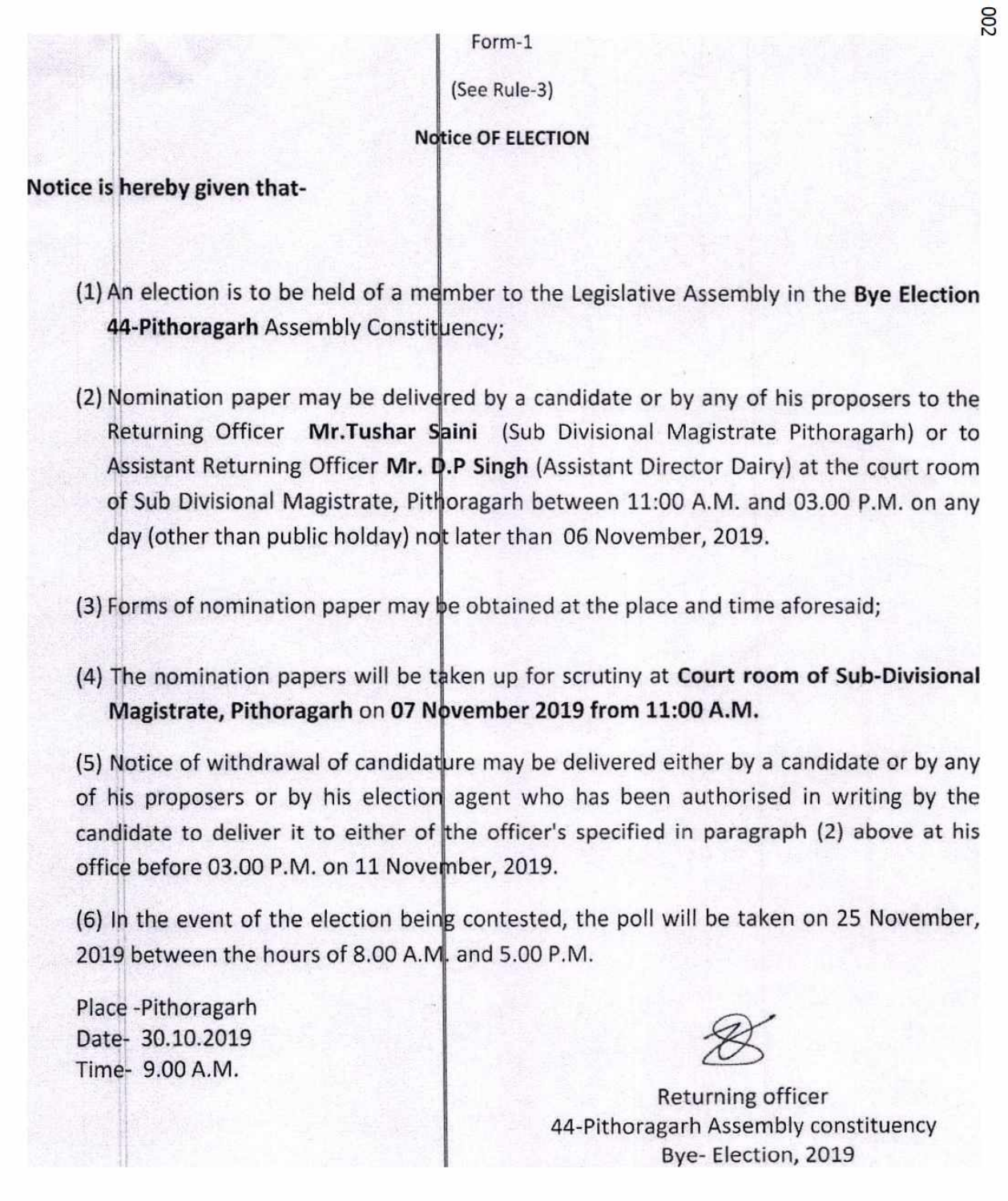Form-1

(See Rule-3)

**Notice OF ELECTION**

**Notice is hereby given that-**

(1) An election is to be held of a member to the Legislative Assembly in the **Bye Election 44-Pithoragarh** Assembly Constituency;

(2) Nomination paper may be delivered by a candidate or by any of his proposers to the Returning Officer **Mr.Tushar Saini** (Sub Divisional Magistrate Pithoragarh) or to Assistant Returning Officer **Mr. D.P Singh** (Assistant Director Dairy) at the court room of Sub Divisional Magistrate, Pithoragarh between 11:00 A.M. and 03.00 P.M. on any day (other than public holday) not later than 06 November, 2019.

(3) Forms of nomination paper may be obtained at the place and time aforesaid;

(4) The nomination papers will be taken up for scrutiny at **Court room of Sub-Divisional Magistrate, Pithoragarh** on **07 November 2019 from 11:00 A.M.**

(5) Notice of withdrawal of candidature may be delivered either by a candidate or by any of his proposers or by his election agent who has been authorised in writing by the candidate to deliver it to either of the officer's specified in paragraph (2) above at his office before 03.00 P.M. on 11 November, 2019.

(6) In the event of the election being contested, the poll will be taken on 25 November, 2019 between the hours of 8.00 A.M. and 5.00 P.M.

Place -Pithoragarh
Date- 30.10.2019
Time- 9.00 A.M.

Returning officer
44-Pithoragarh Assembly constituency
Bye- Election, 2019